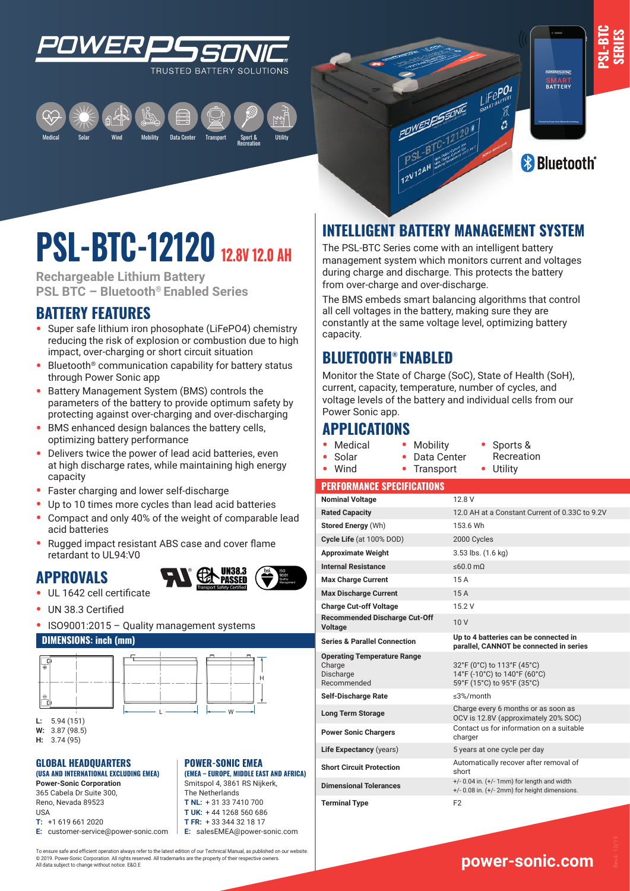POWER-SONIC®
TRUSTED BATTERY SOLUTIONS

Medical · Solar · Wind · Mobility · Data Center · Transport · Sport & Recreation · Utility

PSL-BTC SERIES

Bluetooth®

# PSL-BTC-12120 12.8V 12.0 AH

**Rechargeable Lithium Battery**
**PSL BTC – Bluetooth® Enabled Series**

## BATTERY FEATURES

- Super safe lithium iron phosophate (LiFePO4) chemistry reducing the risk of explosion or combustion due to high impact, over-charging or short circuit situation
- Bluetooth® communication capability for battery status through Power Sonic app
- Battery Management System (BMS) controls the parameters of the battery to provide optimum safety by protecting against over-charging and over-discharging
- BMS enhanced design balances the battery cells, optimizing battery performance
- Delivers twice the power of lead acid batteries, even at high discharge rates, while maintaining high energy capacity
- Faster charging and lower self-discharge
- Up to 10 times more cycles than lead acid batteries
- Compact and only 40% of the weight of comparable lead acid batteries
- Rugged impact resistant ABS case and cover flame retardant to UL94:V0

## APPROVALS

- UL 1642 cell certificate
- UN 38.3 Certified
- ISO9001:2015 – Quality management systems

### DIMENSIONS: inch (mm)

**L:** 5.94 (151)
**W:** 3.87 (98.5)
**H:** 3.74 (95)

### GLOBAL HEADQUARTERS
**(USA AND INTERNATIONAL EXCLUDING EMEA)**

**Power-Sonic Corporation**
365 Cabela Dr Suite 300,
Reno, Nevada 89523
USA
**T:** +1 619 661 2020
**E:** customer-service@power-sonic.com

### POWER-SONIC EMEA
**(EMEA – EUROPE, MIDDLE EAST AND AFRICA)**

Smitspol 4, 3861 RS Nijkerk,
The Netherlands
**T NL:** + 31 33 7410 700
**T UK:** + 44 1268 560 686
**T FR:** + 33 344 32 18 17
**E:** salesEMEA@power-sonic.com

## INTELLIGENT BATTERY MANAGEMENT SYSTEM

The PSL-BTC Series come with an intelligent battery management system which monitors current and voltages during charge and discharge. This protects the battery from over-charge and over-discharge.

The BMS embeds smart balancing algorithms that control all cell voltages in the battery, making sure they are constantly at the same voltage level, optimizing battery capacity.

## BLUETOOTH® ENABLED

Monitor the State of Charge (SoC), State of Health (SoH), current, capacity, temperature, number of cycles, and voltage levels of the battery and individual cells from our Power Sonic app.

## APPLICATIONS

- Medical
- Solar
- Wind
- Mobility
- Data Center
- Transport
- Sports & Recreation
- Utility

### PERFORMANCE SPECIFICATIONS

| | |
|---|---|
| **Nominal Voltage** | 12.8 V |
| **Rated Capacity** | 12.0 AH at a Constant Current of 0.33C to 9.2V |
| **Stored Energy** (Wh) | 153.6 Wh |
| **Cycle Life** (at 100% DOD) | 2000 Cycles |
| **Approximate Weight** | 3.53 lbs. (1.6 kg) |
| **Internal Resistance** | ≤60.0 mΩ |
| **Max Charge Current** | 15 A |
| **Max Discharge Current** | 15 A |
| **Charge Cut-off Voltage** | 15.2 V |
| **Recommended Discharge Cut-Off Voltage** | 10 V |
| **Series & Parallel Connection** | **Up to 4 batteries can be connected in parallel, CANNOT be connected in series** |
| **Operating Temperature Range** Charge / Discharge / Recommended | 32°F (0°C) to 113°F (45°C) / 14°F (-10°C) to 140°F (60°C) / 59°F (15°C) to 95°F (35°C) |
| **Self-Discharge Rate** | ≤3%/month |
| **Long Term Storage** | Charge every 6 months or as soon as OCV is 12.8V (approximately 20% SOC) |
| **Power Sonic Chargers** | Contact us for information on a suitable charger |
| **Life Expectancy** (years) | 5 years at one cycle per day |
| **Short Circuit Protection** | Automatically recover after removal of short |
| **Dimensional Tolerances** | +/- 0.04 in. (+/- 1mm) for length and width +/- 0.08 in. (+/- 2mm) for height dimensions. |
| **Terminal Type** | F2 |

To ensure safe and efficient operation always refer to the latest edition of our Technical Manual, as published on our website.
© 2019. Power-Sonic Corporation. All rights reserved. All trademarks are the property of their respective owners.
All data subject to change without notice. E&O.E

**power-sonic.com**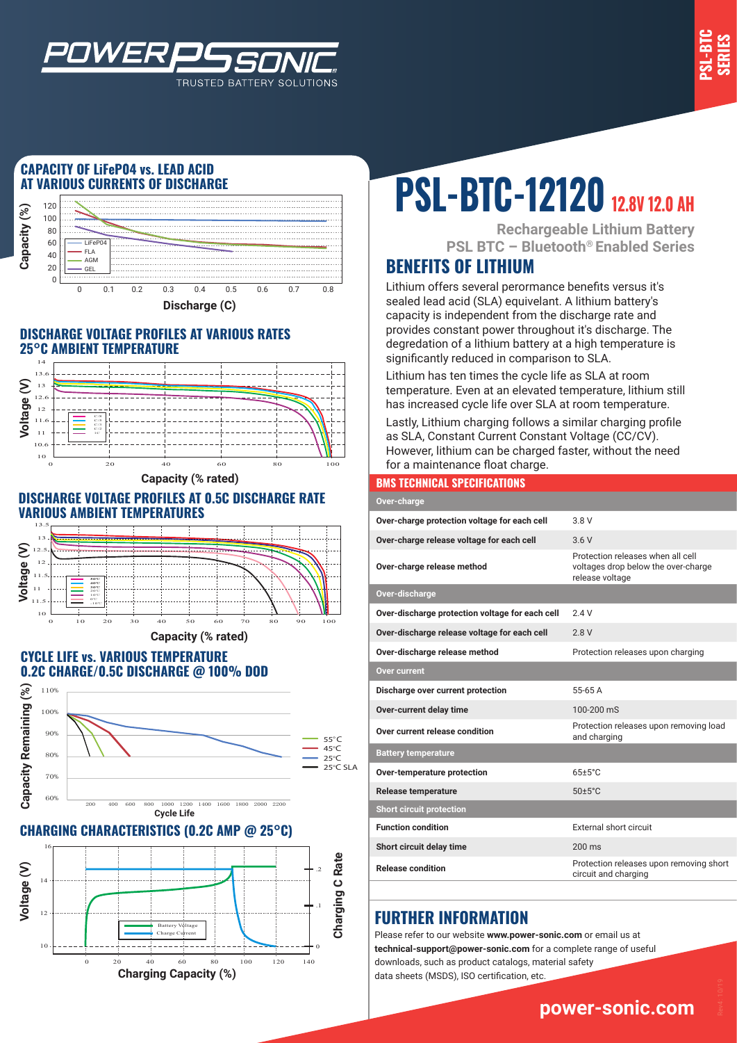# PSL-BTC-12120 12.8V 12.0 AH

**Rechargeable Lithium Battery**
**PSL BTC – Bluetooth® Enabled Series**

## CAPACITY OF LiFePO4 vs. LEAD ACID AT VARIOUS CURRENTS OF DISCHARGE

Capacity (%)
120
100
80
60
40
20
0
0 0.1 0.2 0.3 0.4 0.5 0.6 0.7 0.8
Discharge (C)
LiFePO4
FLA
AGM
GEL

## DISCHARGE VOLTAGE PROFILES AT VARIOUS RATES 25°C AMBIENT TEMPERATURE

Voltage (V)
14
13.6
13
12.6
12
11.6
11
10.6
10
0 20 40 60 80 100
Capacity (% rated)

## DISCHARGE VOLTAGE PROFILES AT 0.5C DISCHARGE RATE VARIOUS AMBIENT TEMPERATURES

Voltage (V)
13.5
13
12.5
12
11.5
11
11.5
10
0 10 20 30 40 50 60 70 80 90 100
Capacity (% rated)

## CYCLE LIFE vs. VARIOUS TEMPERATURE 0.2C CHARGE/0.5C DISCHARGE @ 100% DOD

Capacity Remaining (%)
110%
100%
90%
80%
70%
60%
200 400 600 800 1000 1200 1400 1600 1800 2000 2200
Cycle Life
55°C
45°C
25°C
25°C SLA

## CHARGING CHARACTERISTICS (0.2C AMP @ 25°C)

Voltage (V)
16
14
12
10
0 20 40 60 80 100 120 140
Charging Capacity (%)
Charging C Rate
.2
.1
0
Battery Voltage
Charge Current

## BENEFITS OF LITHIUM

Lithium offers several perormance benefits versus it's sealed lead acid (SLA) equivelant. A lithium battery's capacity is independent from the discharge rate and provides constant power throughout it's discharge. The degredation of a lithium battery at a high temperature is significantly reduced in comparison to SLA.

Lithium has ten times the cycle life as SLA at room temperature. Even at an elevated temperature, lithium still has increased cycle life over SLA at room temperature.

Lastly, Lithium charging follows a similar charging profile as SLA, Constant Current Constant Voltage (CC/CV). However, lithium can be charged faster, without the need for a maintenance float charge.

## BMS TECHNICAL SPECIFICATIONS

| | |
|---|---|
| **Over-charge** | |
| Over-charge protection voltage for each cell | 3.8 V |
| Over-charge release voltage for each cell | 3.6 V |
| Over-charge release method | Protection releases when all cell voltages drop below the over-charge release voltage |
| **Over-discharge** | |
| Over-discharge protection voltage for each cell | 2.4 V |
| Over-discharge release voltage for each cell | 2.8 V |
| Over-discharge release method | Protection releases upon charging |
| **Over current** | |
| Discharge over current protection | 55-65 A |
| Over-current delay time | 100-200 mS |
| Over current release condition | Protection releases upon removing load and charging |
| **Battery temperature** | |
| Over-temperature protection | 65±5°C |
| Release temperature | 50±5°C |
| **Short circuit protection** | |
| Function condition | External short circuit |
| Short circuit delay time | 200 ms |
| Release condition | Protection releases upon removing short circuit and charging |

## FURTHER INFORMATION

Please refer to our website **www.power-sonic.com** or email us at **technical-support@power-sonic.com** for a complete range of useful downloads, such as product catalogs, material safety data sheets (MSDS), ISO certification, etc.

**power-sonic.com**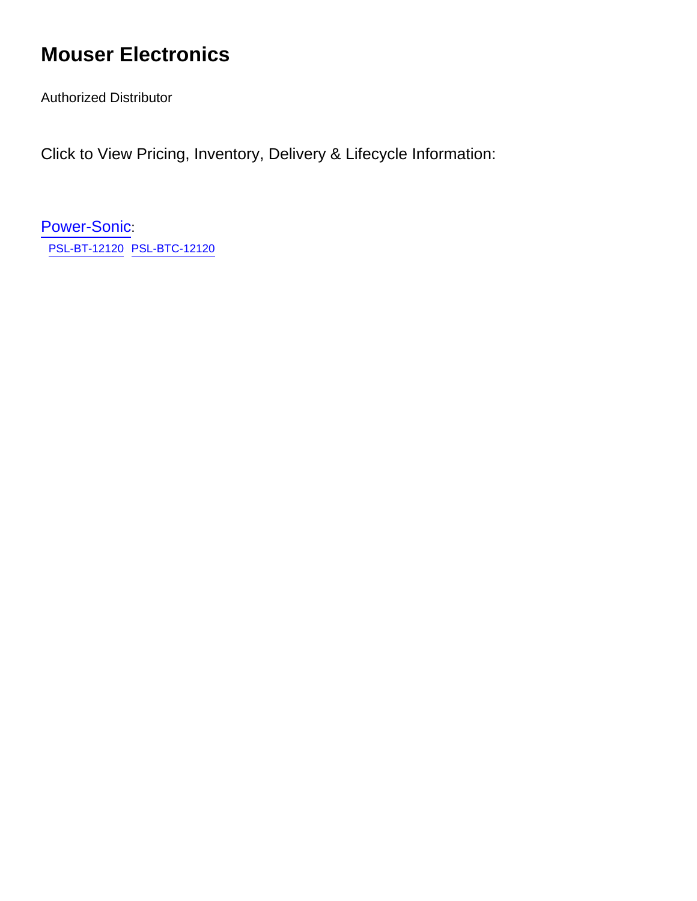# Mouser Electronics

Authorized Distributor

Click to View Pricing, Inventory, Delivery & Lifecycle Information:

Power-Sonic:

PSL-BT-12120 PSL-BTC-12120